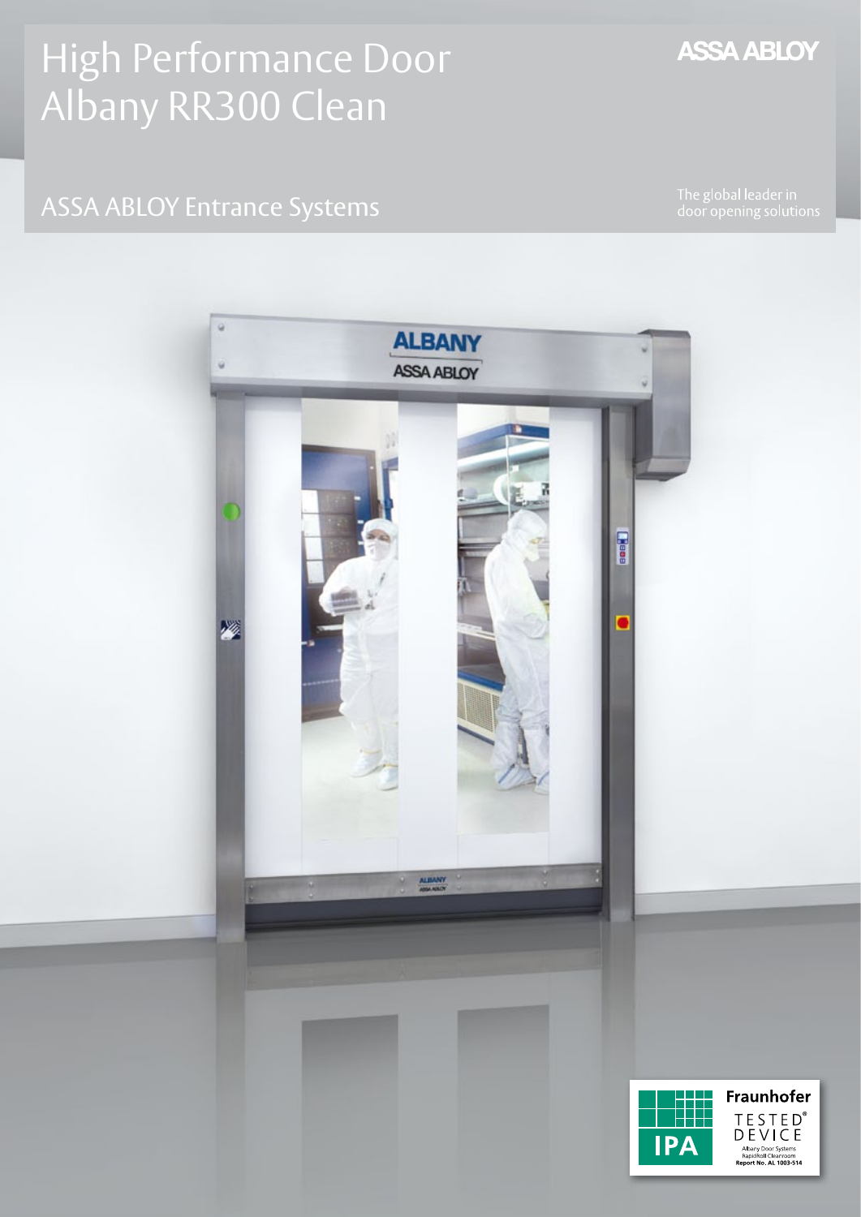# High Performance Door Albany RR300 Clean

ASSA ABLOY

## ASSA ABLOY Entrance Systems

The global leader in door opening solutions

Fraunhofer
TESTED® DEVICE
Albany Door Systems
RapidRoll Cleanroom
Report No. AL 1003-514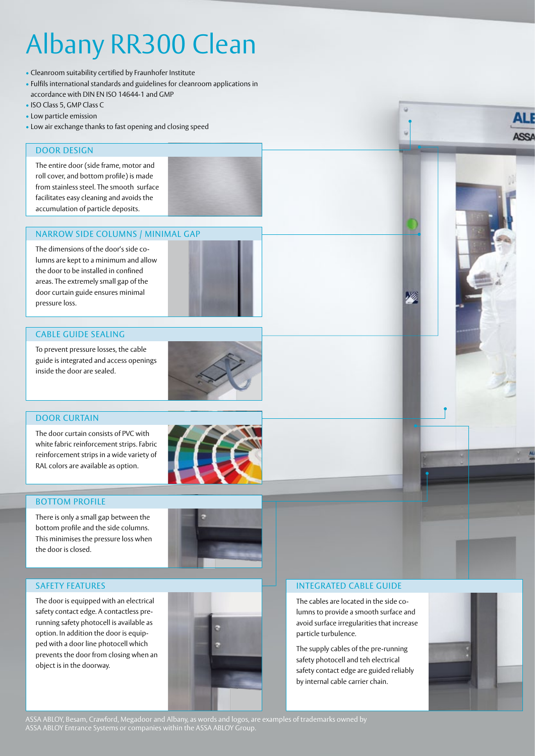# Albany RR300 Clean

- Cleanroom suitability certified by Fraunhofer Institute
- Fulfils international standards and guidelines for cleanroom applications in accordance with DIN EN ISO 14644-1 and GMP
- ISO Class 5, GMP Class C
- Low particle emission
- Low air exchange thanks to fast opening and closing speed

## DOOR DESIGN

The entire door (side frame, motor and roll cover, and bottom profile) is made from stainless steel. The smooth surface facilitates easy cleaning and avoids the accumulation of particle deposits.

## NARROW SIDE COLUMNS / MINIMAL GAP

The dimensions of the door's side columns are kept to a minimum and allow the door to be installed in confined areas. The extremely small gap of the door curtain guide ensures minimal pressure loss.

## CABLE GUIDE SEALING

To prevent pressure losses, the cable guide is integrated and access openings inside the door are sealed.

## DOOR CURTAIN

The door curtain consists of PVC with white fabric reinforcement strips. Fabric reinforcement strips in a wide variety of RAL colors are available as option.

## BOTTOM PROFILE

There is only a small gap between the bottom profile and the side columns. This minimises the pressure loss when the door is closed.

## SAFETY FEATURES

The door is equipped with an electrical safety contact edge. A contactless pre-running safety photocell is available as option. In addition the door is equipped with a door line photocell which prevents the door from closing when an object is in the doorway.

## INTEGRATED CABLE GUIDE

The cables are located in the side columns to provide a smooth surface and avoid surface irregularities that increase particle turbulence.

The supply cables of the pre-running safety photocell and teh electrical safety contact edge are guided reliably by internal cable carrier chain.

ASSA ABLOY, Besam, Crawford, Megadoor and Albany, as words and logos, are examples of trademarks owned by ASSA ABLOY Entrance Systems or companies within the ASSA ABLOY Group.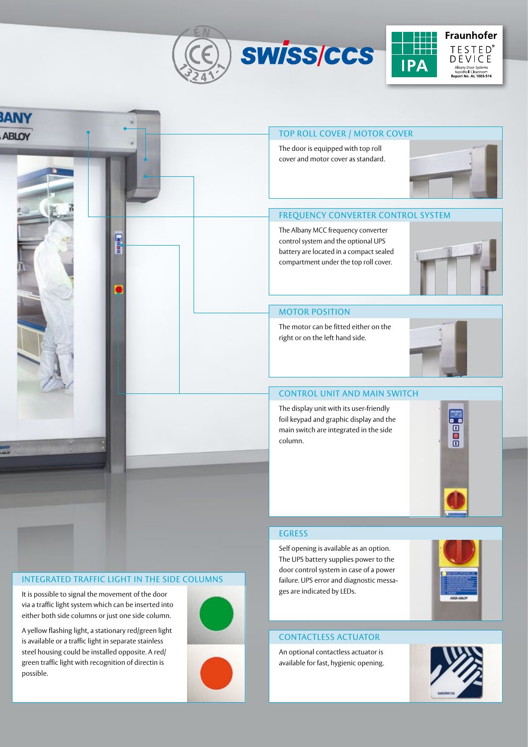## TOP ROLL COVER / MOTOR COVER

The door is equipped with top roll cover and motor cover as standard.

## FREQUENCY CONVERTER CONTROL SYSTEM

The Albany MCC frequency converter control system and the optional UPS battery are located in a compact sealed compartment under the top roll cover.

## MOTOR POSITION

The motor can be fitted either on the right or on the left hand side.

## CONTROL UNIT AND MAIN SWITCH

The display unit with its user-friendly foil keypad and graphic display and the main switch are integrated in the side column.

## EGRESS

Self opening is available as an option. The UPS battery supplies power to the door control system in case of a power failure. UPS error and diagnostic messages are indicated by LEDs.

## CONTACTLESS ACTUATOR

An optional contactless actuator is available for fast, hygienic opening.

## INTEGRATED TRAFFIC LIGHT IN THE SIDE COLUMNS

It is possible to signal the movement of the door via a traffic light system which can be inserted into either both side columns or just one side column.

A yellow flashing light, a stationary red/green light is available or a traffic light in separate stainless steel housing could be installed opposite. A red/green traffic light with recognition of directin is possible.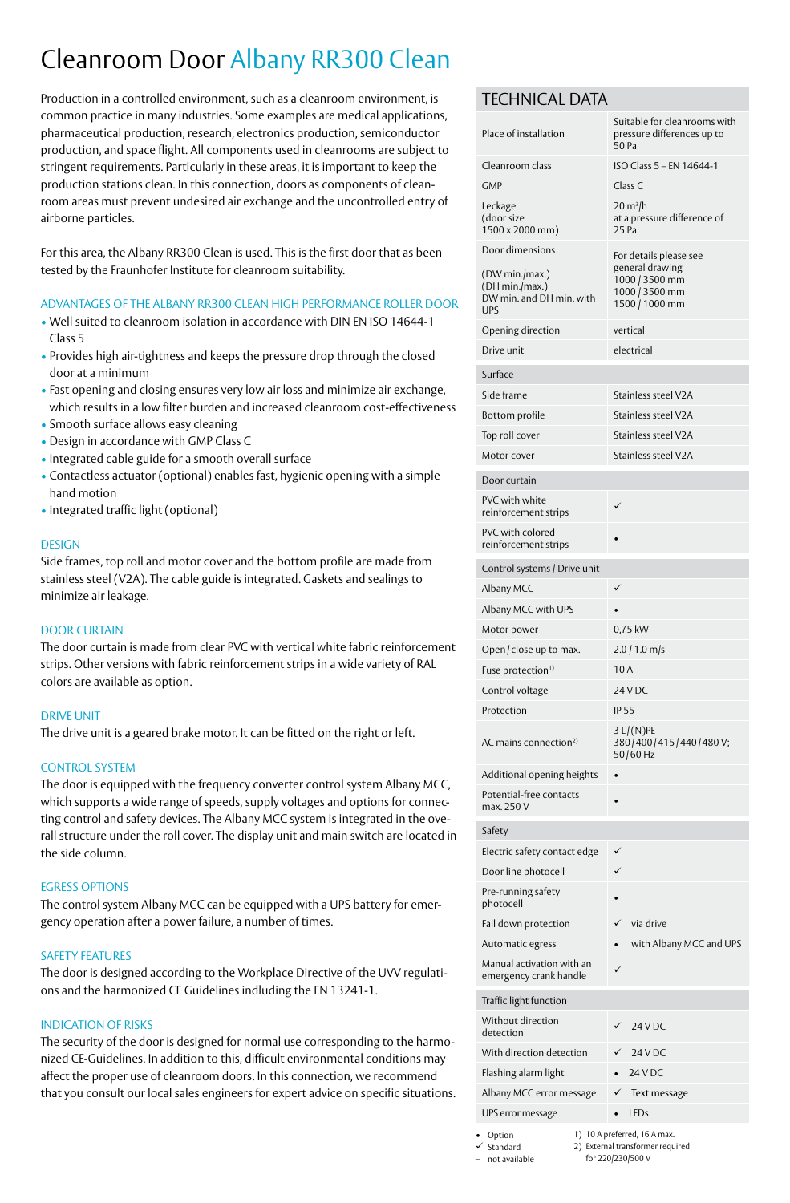# Cleanroom Door Albany RR300 Clean

Production in a controlled environment, such as a cleanroom environment, is common practice in many industries. Some examples are medical applications, pharmaceutical production, research, electronics production, semiconductor production, and space flight. All components used in cleanrooms are subject to stringent requirements. Particularly in these areas, it is important to keep the production stations clean. In this connection, doors as components of cleanroom areas must prevent undesired air exchange and the uncontrolled entry of airborne particles.

For this area, the Albany RR300 Clean is used. This is the first door that as been tested by the Fraunhofer Institute for cleanroom suitability.

## ADVANTAGES OF THE ALBANY RR300 CLEAN HIGH PERFORMANCE ROLLER DOOR

- Well suited to cleanroom isolation in accordance with DIN EN ISO 14644-1 Class 5
- Provides high air-tightness and keeps the pressure drop through the closed door at a minimum
- Fast opening and closing ensures very low air loss and minimize air exchange, which results in a low filter burden and increased cleanroom cost-effectiveness
- Smooth surface allows easy cleaning
- Design in accordance with GMP Class C
- Integrated cable guide for a smooth overall surface
- Contactless actuator (optional) enables fast, hygienic opening with a simple hand motion
- Integrated traffic light (optional)

## DESIGN

Side frames, top roll and motor cover and the bottom profile are made from stainless steel (V2A). The cable guide is integrated. Gaskets and sealings to minimize air leakage.

## DOOR CURTAIN

The door curtain is made from clear PVC with vertical white fabric reinforcement strips. Other versions with fabric reinforcement strips in a wide variety of RAL colors are available as option.

## DRIVE UNIT

The drive unit is a geared brake motor. It can be fitted on the right or left.

## CONTROL SYSTEM

The door is equipped with the frequency converter control system Albany MCC, which supports a wide range of speeds, supply voltages and options for connecting control and safety devices. The Albany MCC system is integrated in the overall structure under the roll cover. The display unit and main switch are located in the side column.

## EGRESS OPTIONS

The control system Albany MCC can be equipped with a UPS battery for emergency operation after a power failure, a number of times.

## SAFETY FEATURES

The door is designed according to the Workplace Directive of the UVV regulations and the harmonized CE Guidelines indluding the EN 13241-1.

## INDICATION OF RISKS

The security of the door is designed for normal use corresponding to the harmonized CE-Guidelines. In addition to this, difficult environmental conditions may affect the proper use of cleanroom doors. In this connection, we recommend that you consult our local sales engineers for expert advice on specific situations.

## TECHNICAL DATA

| | |
|---|---|
| Place of installation | Suitable for cleanrooms with pressure differences up to 50 Pa |
| Cleanroom class | ISO Class 5 – EN 14644-1 |
| GMP | Class C |
| Leckage (door size 1500 x 2000 mm) | 20 m³/h at a pressure difference of 25 Pa |
| Door dimensions<br>(DW min./max.)<br>(DH min./max.)<br>DW min. and DH min. with UPS | For details please see general drawing<br>1000 / 3500 mm<br>1000 / 3500 mm<br>1500 / 1000 mm |
| Opening direction | vertical |
| Drive unit | electrical |
| **Surface** | |
| Side frame | Stainless steel V2A |
| Bottom profile | Stainless steel V2A |
| Top roll cover | Stainless steel V2A |
| Motor cover | Stainless steel V2A |
| **Door curtain** | |
| PVC with white reinforcement strips | ✓ |
| PVC with colored reinforcement strips | • |
| **Control systems / Drive unit** | |
| Albany MCC | ✓ |
| Albany MCC with UPS | • |
| Motor power | 0,75 kW |
| Open / close up to max. | 2.0 / 1.0 m/s |
| Fuse protection[1] | 10 A |
| Control voltage | 24 V DC |
| Protection | IP 55 |
| AC mains connection[2] | 3 L/(N)PE 380/400/415/440/480 V; 50/60 Hz |
| Additional opening heights | • |
| Potential-free contacts max. 250 V | • |
| **Safety** | |
| Electric safety contact edge | ✓ |
| Door line photocell | ✓ |
| Pre-running safety photocell | • |
| Fall down protection | ✓ via drive |
| Automatic egress | • with Albany MCC and UPS |
| Manual activation with an emergency crank handle | ✓ |
| **Traffic light function** | |
| Without direction detection | ✓ 24 V DC |
| With direction detection | ✓ 24 V DC |
| Flashing alarm light | • 24 V DC |
| Albany MCC error message | ✓ Text message |
| UPS error message | • LEDs |

• Option
✓ Standard
– not available

1) 10 A preferred, 16 A max.
2) External transformer required for 220/230/500 V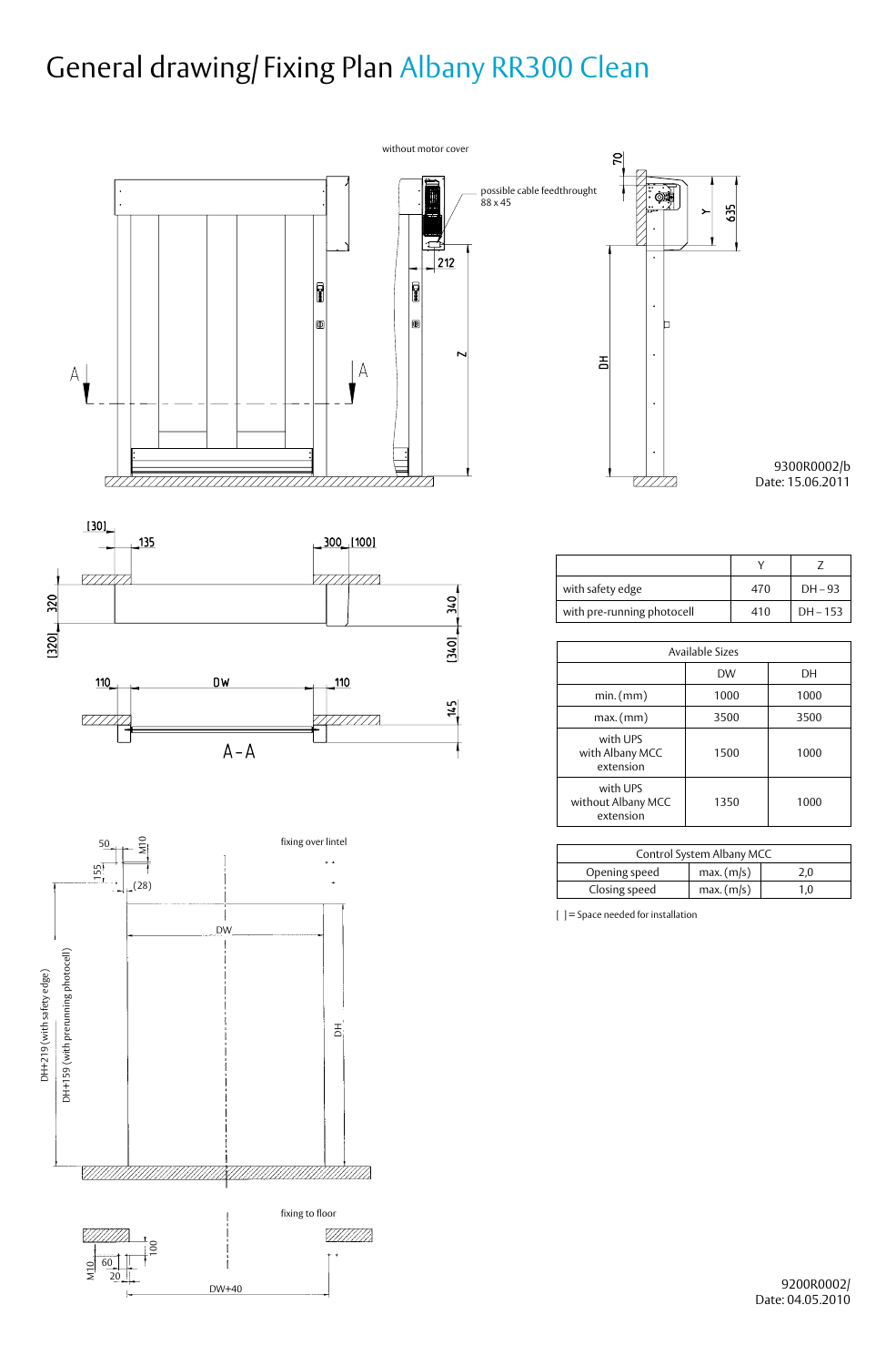# General drawing/ Fixing Plan Albany RR300 Clean

without motor cover

possible cable feedthrought 88 x 45

9300R0002/b
Date: 15.06.2011

|  | Y | Z |
|---|---|---|
| with safety edge | 470 | DH – 93 |
| with pre-running photocell | 410 | DH – 153 |

| Available Sizes | | |
|---|---|---|
|  | DW | DH |
| min. (mm) | 1000 | 1000 |
| max. (mm) | 3500 | 3500 |
| with UPS with Albany MCC extension | 1500 | 1000 |
| with UPS without Albany MCC extension | 1350 | 1000 |

| Control System Albany MCC | | |
|---|---|---|
| Opening speed | max. (m/s) | 2,0 |
| Closing speed | max. (m/s) | 1,0 |

[ ] = Space needed for installation

fixing over lintel

fixing to floor

9200R0002/
Date: 04.05.2010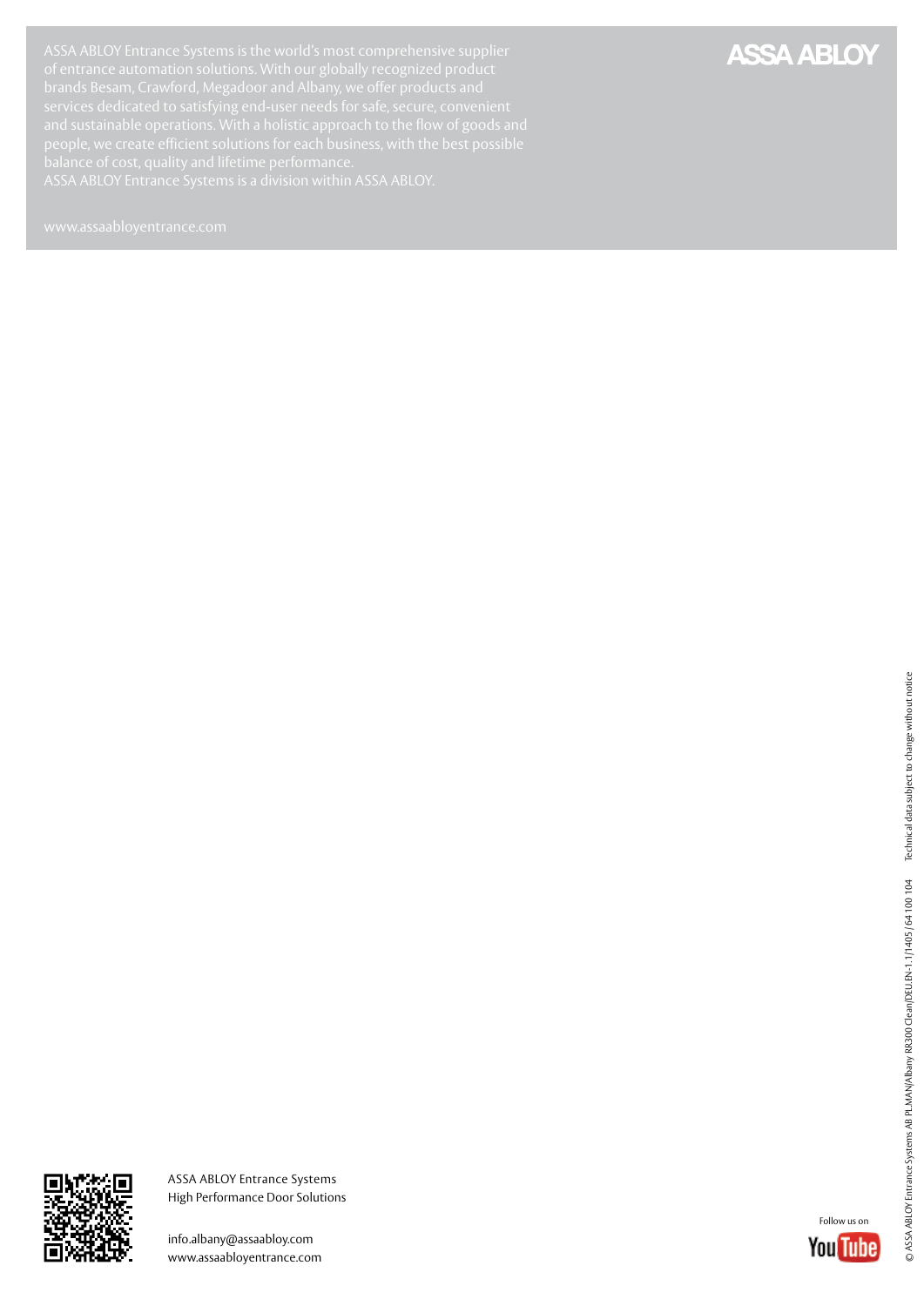ASSA ABLOY Entrance Systems is the world's most comprehensive supplier of entrance automation solutions. With our globally recognized product brands Besam, Crawford, Megadoor and Albany, we offer products and services dedicated to satisfying end-user needs for safe, secure, convenient and sustainable operations. With a holistic approach to the flow of goods and people, we create efficient solutions for each business, with the best possible balance of cost, quality and lifetime performance.
ASSA ABLOY Entrance Systems is a division within ASSA ABLOY.

www.assaabloyentrance.com

ASSA ABLOY

ASSA ABLOY Entrance Systems
High Performance Door Solutions

info.albany@assaabloy.com
www.assaabloyentrance.com

Follow us on YouTube

© ASSA ABLOY Entrance Systems AB PL.MAN/Albany RR300 Clean/DEU.EN-1.1/1405 / 64 100 104 Technical data subject to change without notice